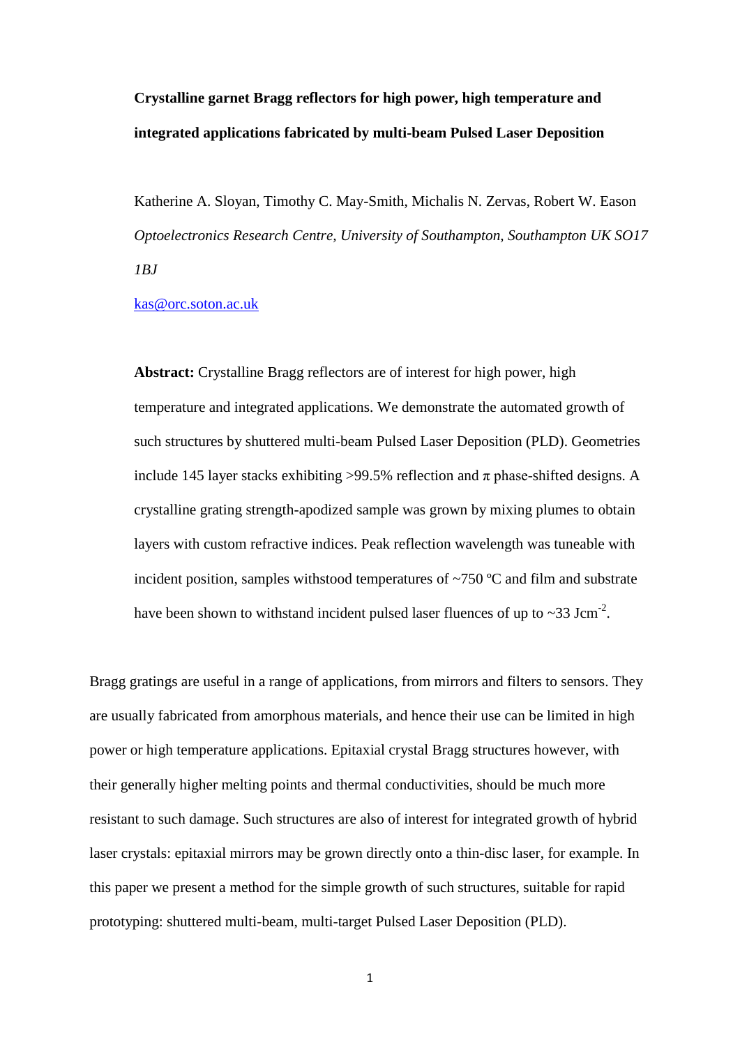# Crystalline garnet Bragg reflectors for high power, high temperature and integrated applications fabricated by multi-beam Pulsed Laser Deposition

Katherine A. Sloyan, Timothy C. May-Smith, Michalis N. Zervas, Robert W. Eason

*Optoelectronics Research Centre, University of Southampton, Southampton UK SO17 1BJ*

kas@orc.soton.ac.uk

**Abstract:** Crystalline Bragg reflectors are of interest for high power, high temperature and integrated applications. We demonstrate the automated growth of such structures by shuttered multi-beam Pulsed Laser Deposition (PLD). Geometries include 145 layer stacks exhibiting >99.5% reflection and π phase-shifted designs. A crystalline grating strength-apodized sample was grown by mixing plumes to obtain layers with custom refractive indices. Peak reflection wavelength was tuneable with incident position, samples withstood temperatures of ~750 ºC and film and substrate have been shown to withstand incident pulsed laser fluences of up to ~33 Jcm$^{-2}$.

Bragg gratings are useful in a range of applications, from mirrors and filters to sensors. They are usually fabricated from amorphous materials, and hence their use can be limited in high power or high temperature applications. Epitaxial crystal Bragg structures however, with their generally higher melting points and thermal conductivities, should be much more resistant to such damage. Such structures are also of interest for integrated growth of hybrid laser crystals: epitaxial mirrors may be grown directly onto a thin-disc laser, for example. In this paper we present a method for the simple growth of such structures, suitable for rapid prototyping: shuttered multi-beam, multi-target Pulsed Laser Deposition (PLD).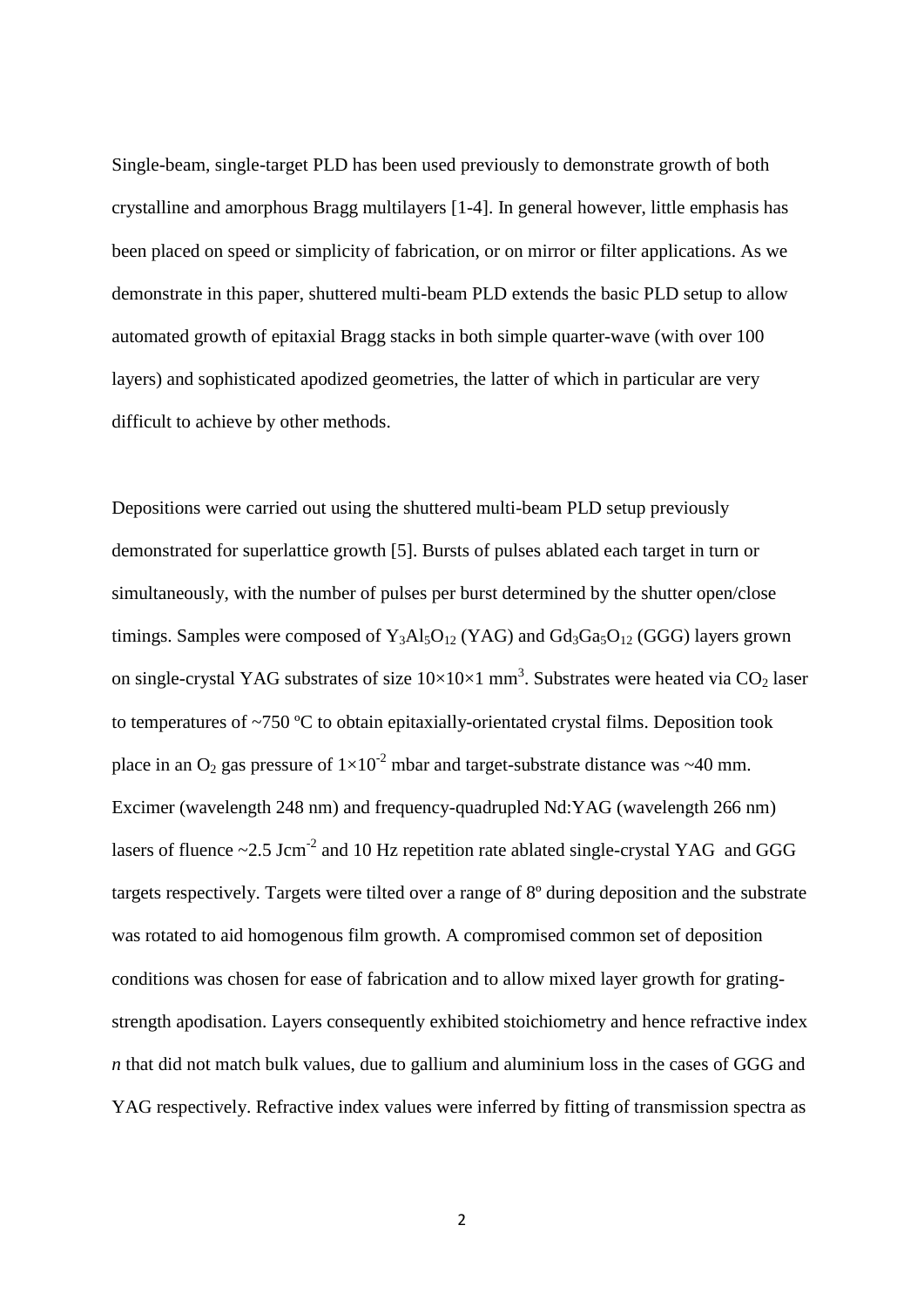Single-beam, single-target PLD has been used previously to demonstrate growth of both crystalline and amorphous Bragg multilayers [1-4]. In general however, little emphasis has been placed on speed or simplicity of fabrication, or on mirror or filter applications. As we demonstrate in this paper, shuttered multi-beam PLD extends the basic PLD setup to allow automated growth of epitaxial Bragg stacks in both simple quarter-wave (with over 100 layers) and sophisticated apodized geometries, the latter of which in particular are very difficult to achieve by other methods.

Depositions were carried out using the shuttered multi-beam PLD setup previously demonstrated for superlattice growth [5]. Bursts of pulses ablated each target in turn or simultaneously, with the number of pulses per burst determined by the shutter open/close timings. Samples were composed of $Y_3Al_5O_{12}$ (YAG) and $Gd_3Ga_5O_{12}$ (GGG) layers grown on single-crystal YAG substrates of size $10\times10\times1$ mm$^3$. Substrates were heated via $CO_2$ laser to temperatures of ~750 ºC to obtain epitaxially-orientated crystal films. Deposition took place in an $O_2$ gas pressure of $1\times10^{-2}$ mbar and target-substrate distance was ~40 mm. Excimer (wavelength 248 nm) and frequency-quadrupled Nd:YAG (wavelength 266 nm) lasers of fluence ~2.5 Jcm$^{-2}$ and 10 Hz repetition rate ablated single-crystal YAG and GGG targets respectively. Targets were tilted over a range of 8º during deposition and the substrate was rotated to aid homogenous film growth. A compromised common set of deposition conditions was chosen for ease of fabrication and to allow mixed layer growth for grating-strength apodisation. Layers consequently exhibited stoichiometry and hence refractive index *n* that did not match bulk values, due to gallium and aluminium loss in the cases of GGG and YAG respectively. Refractive index values were inferred by fitting of transmission spectra as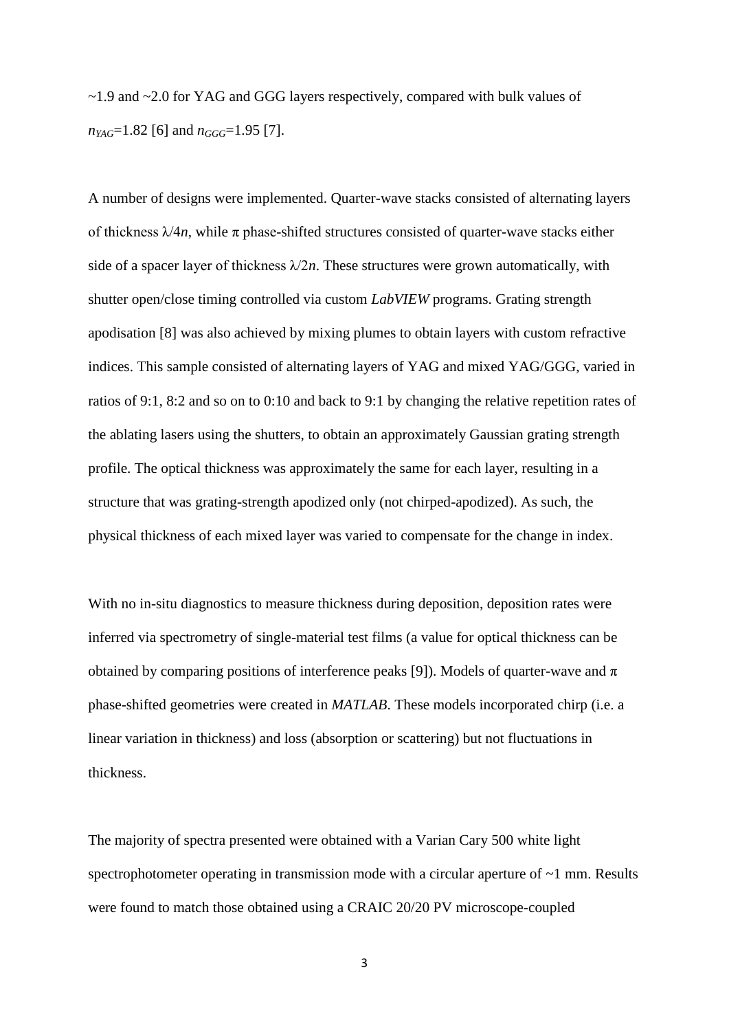~1.9 and ~2.0 for YAG and GGG layers respectively, compared with bulk values of $n_{YAG}$=1.82 [6] and $n_{GGG}$=1.95 [7].

A number of designs were implemented. Quarter-wave stacks consisted of alternating layers of thickness $\lambda/4n$, while $\pi$ phase-shifted structures consisted of quarter-wave stacks either side of a spacer layer of thickness $\lambda/2n$. These structures were grown automatically, with shutter open/close timing controlled via custom *LabVIEW* programs. Grating strength apodisation [8] was also achieved by mixing plumes to obtain layers with custom refractive indices. This sample consisted of alternating layers of YAG and mixed YAG/GGG, varied in ratios of 9:1, 8:2 and so on to 0:10 and back to 9:1 by changing the relative repetition rates of the ablating lasers using the shutters, to obtain an approximately Gaussian grating strength profile. The optical thickness was approximately the same for each layer, resulting in a structure that was grating-strength apodized only (not chirped-apodized). As such, the physical thickness of each mixed layer was varied to compensate for the change in index.

With no in-situ diagnostics to measure thickness during deposition, deposition rates were inferred via spectrometry of single-material test films (a value for optical thickness can be obtained by comparing positions of interference peaks [9]). Models of quarter-wave and $\pi$ phase-shifted geometries were created in *MATLAB*. These models incorporated chirp (i.e. a linear variation in thickness) and loss (absorption or scattering) but not fluctuations in thickness.

The majority of spectra presented were obtained with a Varian Cary 500 white light spectrophotometer operating in transmission mode with a circular aperture of ~1 mm. Results were found to match those obtained using a CRAIC 20/20 PV microscope-coupled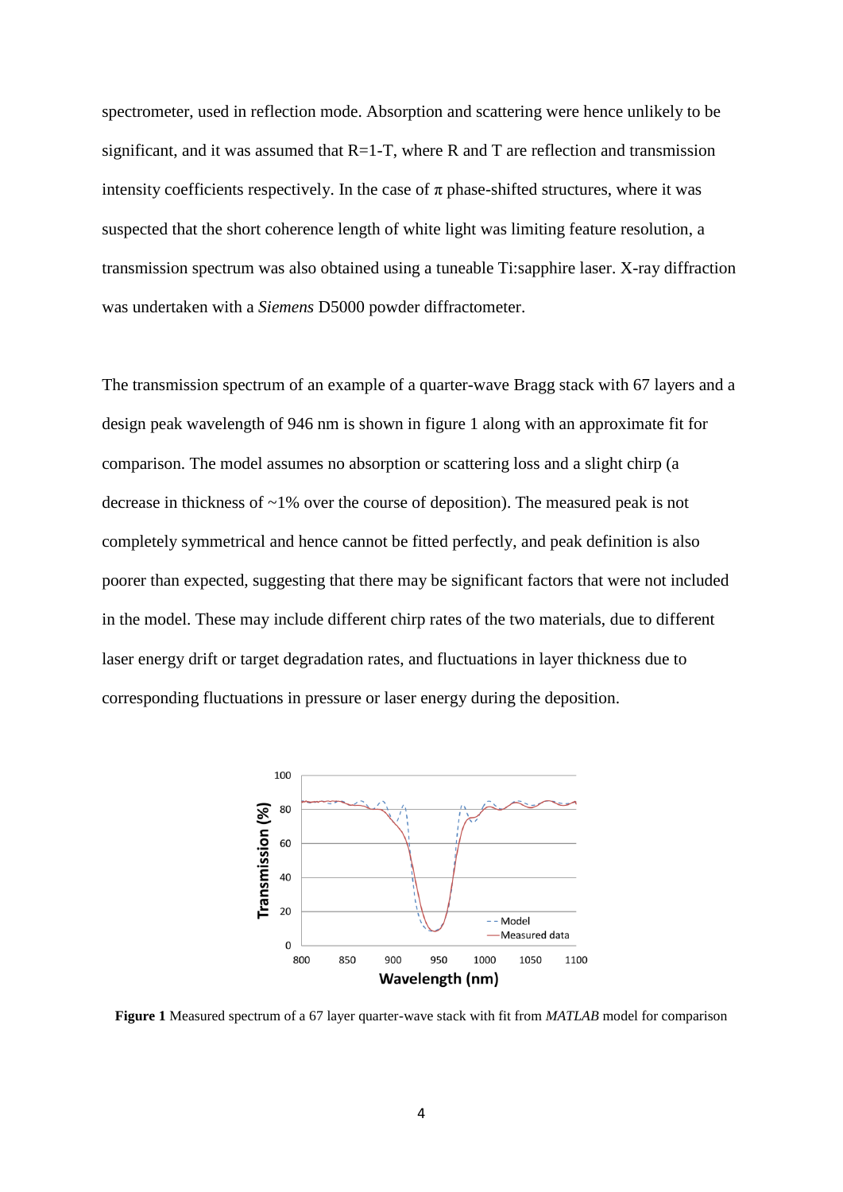spectrometer, used in reflection mode. Absorption and scattering were hence unlikely to be significant, and it was assumed that R=1-T, where R and T are reflection and transmission intensity coefficients respectively. In the case of $\pi$ phase-shifted structures, where it was suspected that the short coherence length of white light was limiting feature resolution, a transmission spectrum was also obtained using a tuneable Ti:sapphire laser. X-ray diffraction was undertaken with a *Siemens* D5000 powder diffractometer.

The transmission spectrum of an example of a quarter-wave Bragg stack with 67 layers and a design peak wavelength of 946 nm is shown in figure 1 along with an approximate fit for comparison. The model assumes no absorption or scattering loss and a slight chirp (a decrease in thickness of ~1% over the course of deposition). The measured peak is not completely symmetrical and hence cannot be fitted perfectly, and peak definition is also poorer than expected, suggesting that there may be significant factors that were not included in the model. These may include different chirp rates of the two materials, due to different laser energy drift or target degradation rates, and fluctuations in layer thickness due to corresponding fluctuations in pressure or laser energy during the deposition.

**Figure 1** Measured spectrum of a 67 layer quarter-wave stack with fit from *MATLAB* model for comparison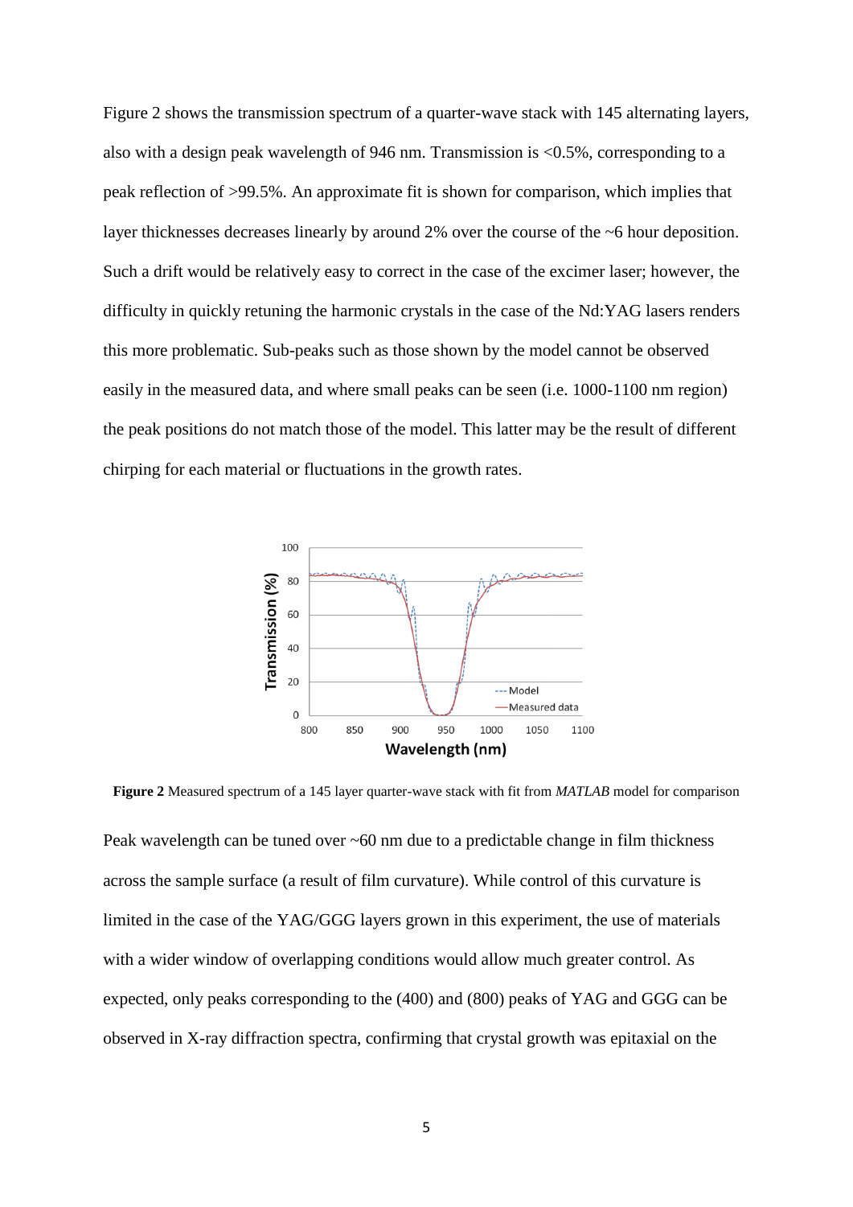Figure 2 shows the transmission spectrum of a quarter-wave stack with 145 alternating layers, also with a design peak wavelength of 946 nm. Transmission is <0.5%, corresponding to a peak reflection of >99.5%. An approximate fit is shown for comparison, which implies that layer thicknesses decreases linearly by around 2% over the course of the ~6 hour deposition. Such a drift would be relatively easy to correct in the case of the excimer laser; however, the difficulty in quickly retuning the harmonic crystals in the case of the Nd:YAG lasers renders this more problematic. Sub-peaks such as those shown by the model cannot be observed easily in the measured data, and where small peaks can be seen (i.e. 1000-1100 nm region) the peak positions do not match those of the model. This latter may be the result of different chirping for each material or fluctuations in the growth rates.

**Figure 2** Measured spectrum of a 145 layer quarter-wave stack with fit from *MATLAB* model for comparison

Peak wavelength can be tuned over ~60 nm due to a predictable change in film thickness across the sample surface (a result of film curvature). While control of this curvature is limited in the case of the YAG/GGG layers grown in this experiment, the use of materials with a wider window of overlapping conditions would allow much greater control. As expected, only peaks corresponding to the (400) and (800) peaks of YAG and GGG can be observed in X-ray diffraction spectra, confirming that crystal growth was epitaxial on the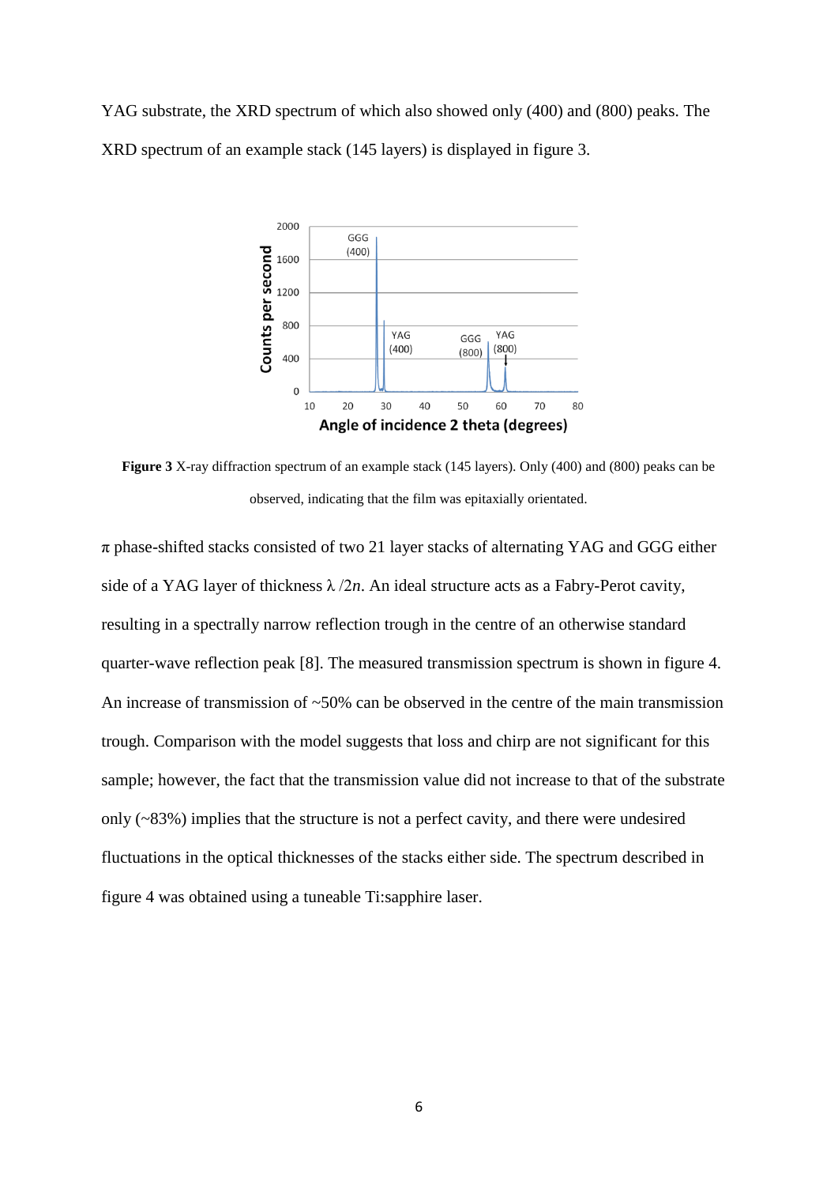YAG substrate, the XRD spectrum of which also showed only (400) and (800) peaks. The XRD spectrum of an example stack (145 layers) is displayed in figure 3.

**Figure 3** X-ray diffraction spectrum of an example stack (145 layers). Only (400) and (800) peaks can be observed, indicating that the film was epitaxially orientated.

π phase-shifted stacks consisted of two 21 layer stacks of alternating YAG and GGG either side of a YAG layer of thickness $\lambda/2n$. An ideal structure acts as a Fabry-Perot cavity, resulting in a spectrally narrow reflection trough in the centre of an otherwise standard quarter-wave reflection peak [8]. The measured transmission spectrum is shown in figure 4. An increase of transmission of ~50% can be observed in the centre of the main transmission trough. Comparison with the model suggests that loss and chirp are not significant for this sample; however, the fact that the transmission value did not increase to that of the substrate only (~83%) implies that the structure is not a perfect cavity, and there were undesired fluctuations in the optical thicknesses of the stacks either side. The spectrum described in figure 4 was obtained using a tuneable Ti:sapphire laser.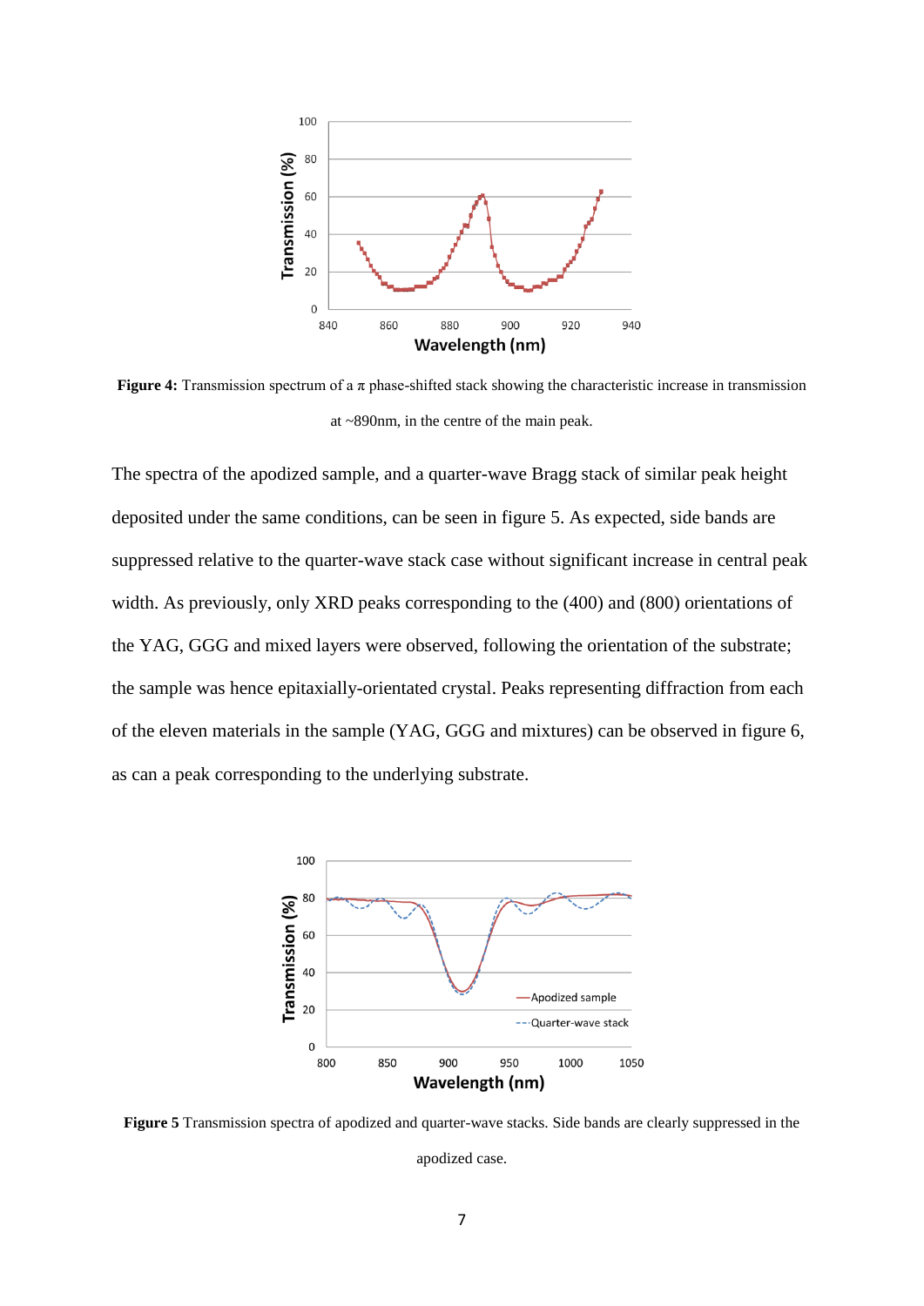**Figure 4:** Transmission spectrum of a $\pi$ phase-shifted stack showing the characteristic increase in transmission at ~890nm, in the centre of the main peak.

The spectra of the apodized sample, and a quarter-wave Bragg stack of similar peak height deposited under the same conditions, can be seen in figure 5. As expected, side bands are suppressed relative to the quarter-wave stack case without significant increase in central peak width. As previously, only XRD peaks corresponding to the (400) and (800) orientations of the YAG, GGG and mixed layers were observed, following the orientation of the substrate; the sample was hence epitaxially-orientated crystal. Peaks representing diffraction from each of the eleven materials in the sample (YAG, GGG and mixtures) can be observed in figure 6, as can a peak corresponding to the underlying substrate.

**Figure 5** Transmission spectra of apodized and quarter-wave stacks. Side bands are clearly suppressed in the apodized case.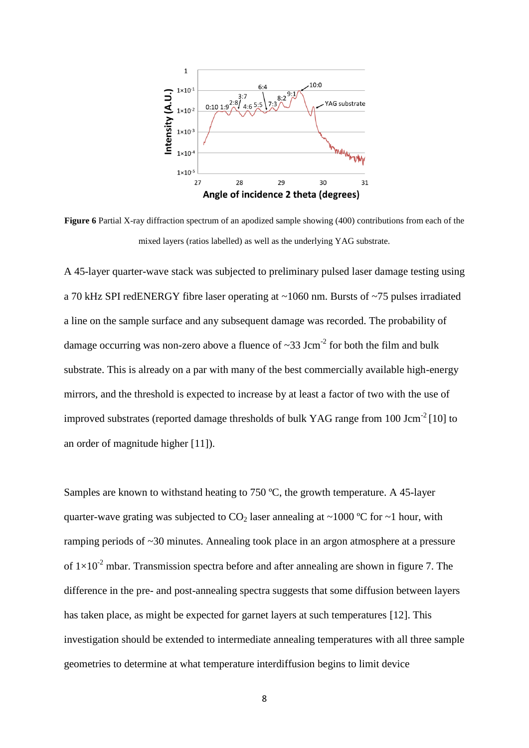**Figure 6** Partial X-ray diffraction spectrum of an apodized sample showing (400) contributions from each of the mixed layers (ratios labelled) as well as the underlying YAG substrate.

A 45-layer quarter-wave stack was subjected to preliminary pulsed laser damage testing using a 70 kHz SPI redENERGY fibre laser operating at ~1060 nm. Bursts of ~75 pulses irradiated a line on the sample surface and any subsequent damage was recorded. The probability of damage occurring was non-zero above a fluence of ~33 $Jcm^{-2}$ for both the film and bulk substrate. This is already on a par with many of the best commercially available high-energy mirrors, and the threshold is expected to increase by at least a factor of two with the use of improved substrates (reported damage thresholds of bulk YAG range from 100 $Jcm^{-2}$ [10] to an order of magnitude higher [11]).

Samples are known to withstand heating to 750 ºC, the growth temperature. A 45-layer quarter-wave grating was subjected to $CO_2$ laser annealing at ~1000 ºC for ~1 hour, with ramping periods of ~30 minutes. Annealing took place in an argon atmosphere at a pressure of $1\times10^{-2}$ mbar. Transmission spectra before and after annealing are shown in figure 7. The difference in the pre- and post-annealing spectra suggests that some diffusion between layers has taken place, as might be expected for garnet layers at such temperatures [12]. This investigation should be extended to intermediate annealing temperatures with all three sample geometries to determine at what temperature interdiffusion begins to limit device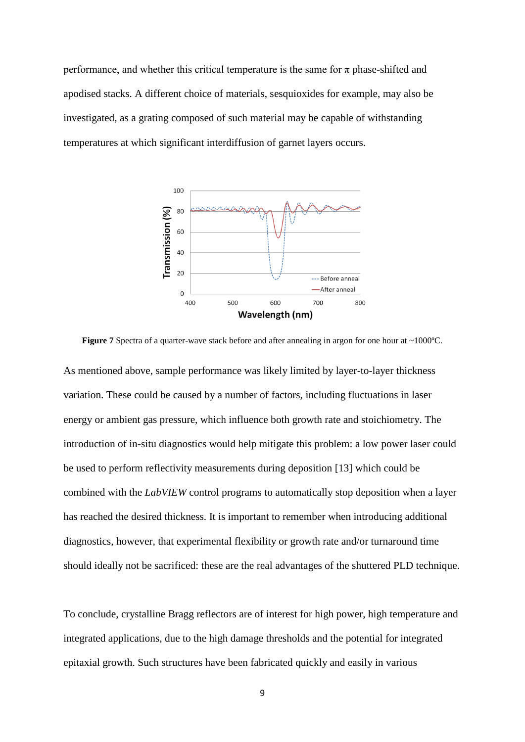performance, and whether this critical temperature is the same for π phase-shifted and apodised stacks. A different choice of materials, sesquioxides for example, may also be investigated, as a grating composed of such material may be capable of withstanding temperatures at which significant interdiffusion of garnet layers occurs.

**Figure 7** Spectra of a quarter-wave stack before and after annealing in argon for one hour at ~1000ºC.

As mentioned above, sample performance was likely limited by layer-to-layer thickness variation. These could be caused by a number of factors, including fluctuations in laser energy or ambient gas pressure, which influence both growth rate and stoichiometry. The introduction of in-situ diagnostics would help mitigate this problem: a low power laser could be used to perform reflectivity measurements during deposition [13] which could be combined with the *LabVIEW* control programs to automatically stop deposition when a layer has reached the desired thickness. It is important to remember when introducing additional diagnostics, however, that experimental flexibility or growth rate and/or turnaround time should ideally not be sacrificed: these are the real advantages of the shuttered PLD technique.

To conclude, crystalline Bragg reflectors are of interest for high power, high temperature and integrated applications, due to the high damage thresholds and the potential for integrated epitaxial growth. Such structures have been fabricated quickly and easily in various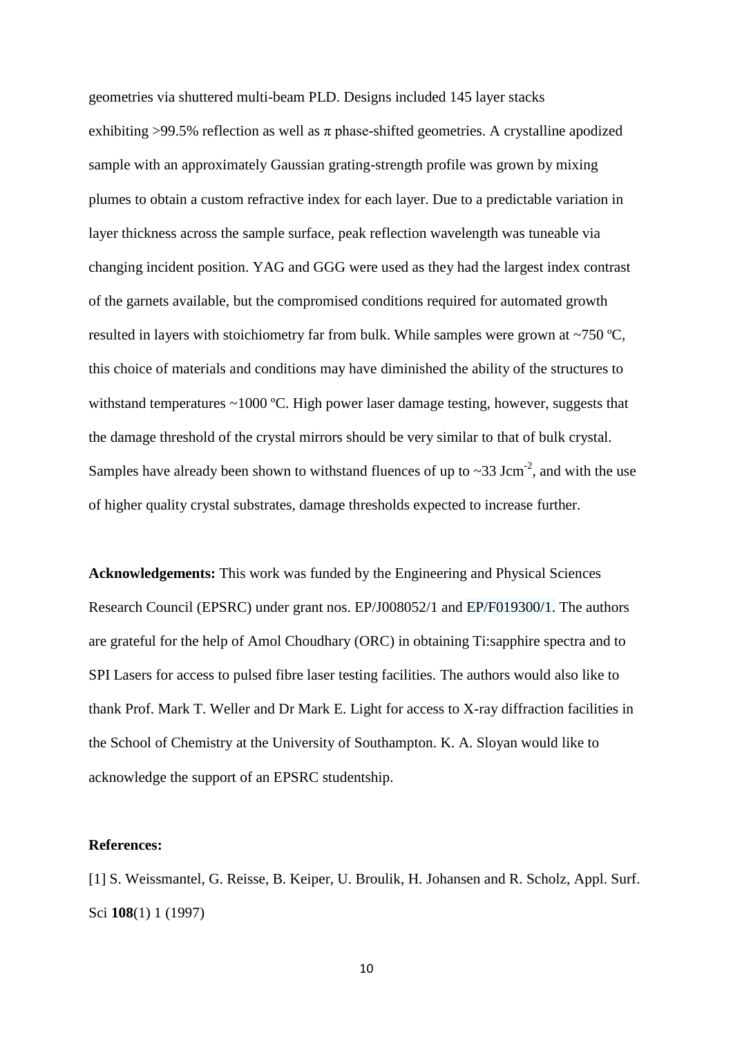geometries via shuttered multi-beam PLD. Designs included 145 layer stacks exhibiting >99.5% reflection as well as π phase-shifted geometries. A crystalline apodized sample with an approximately Gaussian grating-strength profile was grown by mixing plumes to obtain a custom refractive index for each layer. Due to a predictable variation in layer thickness across the sample surface, peak reflection wavelength was tuneable via changing incident position. YAG and GGG were used as they had the largest index contrast of the garnets available, but the compromised conditions required for automated growth resulted in layers with stoichiometry far from bulk. While samples were grown at ~750 ºC, this choice of materials and conditions may have diminished the ability of the structures to withstand temperatures ~1000 ºC. High power laser damage testing, however, suggests that the damage threshold of the crystal mirrors should be very similar to that of bulk crystal. Samples have already been shown to withstand fluences of up to ~33 $Jcm^{-2}$, and with the use of higher quality crystal substrates, damage thresholds expected to increase further.

**Acknowledgements:** This work was funded by the Engineering and Physical Sciences Research Council (EPSRC) under grant nos. EP/J008052/1 and EP/F019300/1. The authors are grateful for the help of Amol Choudhary (ORC) in obtaining Ti:sapphire spectra and to SPI Lasers for access to pulsed fibre laser testing facilities. The authors would also like to thank Prof. Mark T. Weller and Dr Mark E. Light for access to X-ray diffraction facilities in the School of Chemistry at the University of Southampton. K. A. Sloyan would like to acknowledge the support of an EPSRC studentship.

**References:**

[1] S. Weissmantel, G. Reisse, B. Keiper, U. Broulik, H. Johansen and R. Scholz, Appl. Surf. Sci **108**(1) 1 (1997)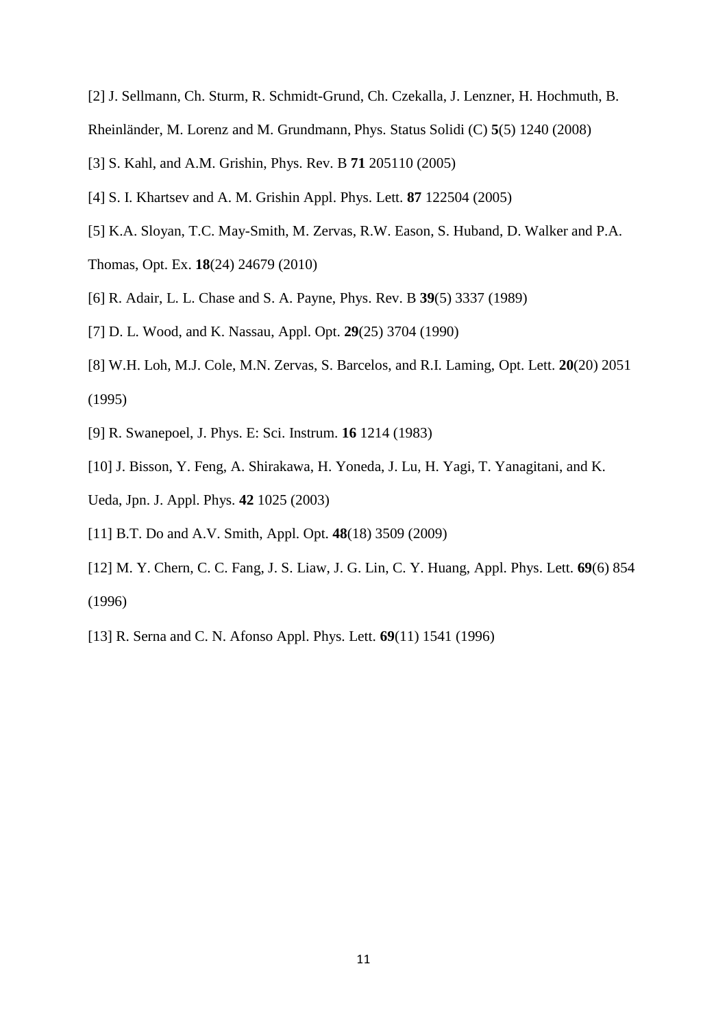[2] J. Sellmann, Ch. Sturm, R. Schmidt-Grund, Ch. Czekalla, J. Lenzner, H. Hochmuth, B. Rheinländer, M. Lorenz and M. Grundmann, Phys. Status Solidi (C) **5**(5) 1240 (2008)

[3] S. Kahl, and A.M. Grishin, Phys. Rev. B **71** 205110 (2005)

[4] S. I. Khartsev and A. M. Grishin Appl. Phys. Lett. **87** 122504 (2005)

[5] K.A. Sloyan, T.C. May-Smith, M. Zervas, R.W. Eason, S. Huband, D. Walker and P.A. Thomas, Opt. Ex. **18**(24) 24679 (2010)

[6] R. Adair, L. L. Chase and S. A. Payne, Phys. Rev. B **39**(5) 3337 (1989)

[7] D. L. Wood, and K. Nassau, Appl. Opt. **29**(25) 3704 (1990)

[8] W.H. Loh, M.J. Cole, M.N. Zervas, S. Barcelos, and R.I. Laming, Opt. Lett. **20**(20) 2051 (1995)

[9] R. Swanepoel, J. Phys. E: Sci. Instrum. **16** 1214 (1983)

[10] J. Bisson, Y. Feng, A. Shirakawa, H. Yoneda, J. Lu, H. Yagi, T. Yanagitani, and K. Ueda, Jpn. J. Appl. Phys. **42** 1025 (2003)

[11] B.T. Do and A.V. Smith, Appl. Opt. **48**(18) 3509 (2009)

[12] M. Y. Chern, C. C. Fang, J. S. Liaw, J. G. Lin, C. Y. Huang, Appl. Phys. Lett. **69**(6) 854 (1996)

[13] R. Serna and C. N. Afonso Appl. Phys. Lett. **69**(11) 1541 (1996)